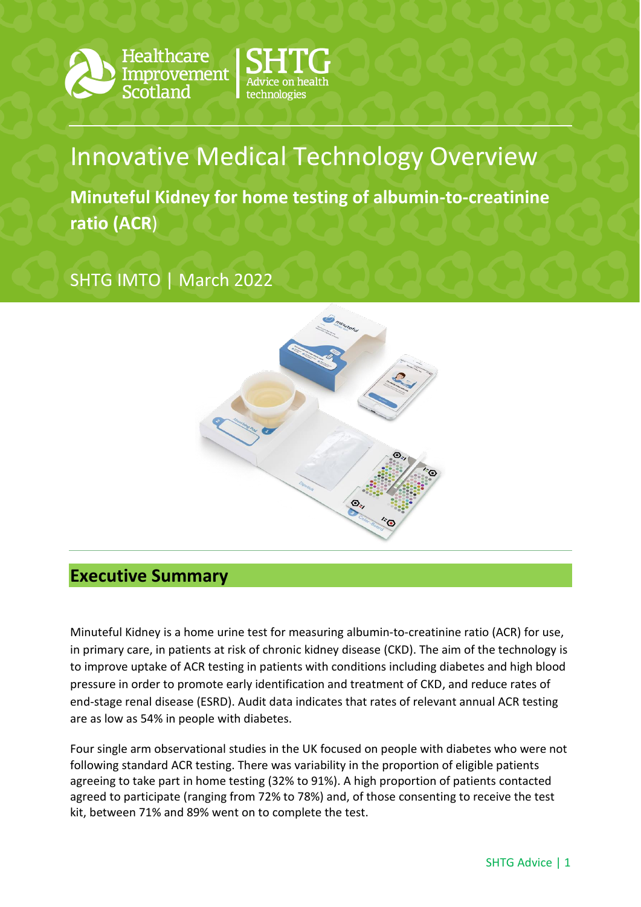Healthcare Improvement Scotland | SHTG Advice on health technologies

# Innovative Medical Technology Overview

**Minuteful Kidney for home testing of albumin-to-creatinine ratio (ACR)**

SHTG IMTO | March 2022

## Executive Summary

Minuteful Kidney is a home urine test for measuring albumin-to-creatinine ratio (ACR) for use, in primary care, in patients at risk of chronic kidney disease (CKD). The aim of the technology is to improve uptake of ACR testing in patients with conditions including diabetes and high blood pressure in order to promote early identification and treatment of CKD, and reduce rates of end-stage renal disease (ESRD). Audit data indicates that rates of relevant annual ACR testing are as low as 54% in people with diabetes.

Four single arm observational studies in the UK focused on people with diabetes who were not following standard ACR testing. There was variability in the proportion of eligible patients agreeing to take part in home testing (32% to 91%). A high proportion of patients contacted agreed to participate (ranging from 72% to 78%) and, of those consenting to receive the test kit, between 71% and 89% went on to complete the test.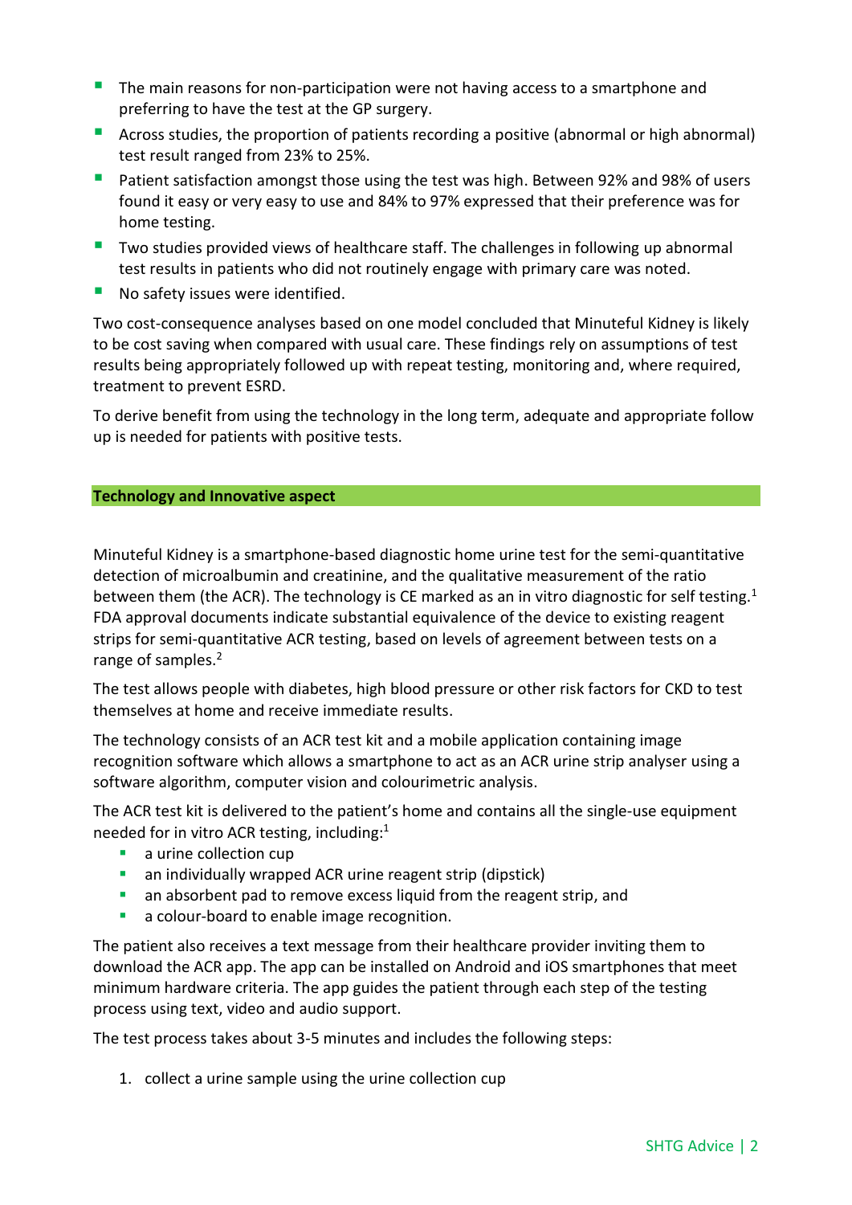- The main reasons for non-participation were not having access to a smartphone and preferring to have the test at the GP surgery.
- Across studies, the proportion of patients recording a positive (abnormal or high abnormal) test result ranged from 23% to 25%.
- Patient satisfaction amongst those using the test was high. Between 92% and 98% of users found it easy or very easy to use and 84% to 97% expressed that their preference was for home testing.
- Two studies provided views of healthcare staff. The challenges in following up abnormal test results in patients who did not routinely engage with primary care was noted.
- No safety issues were identified.

Two cost-consequence analyses based on one model concluded that Minuteful Kidney is likely to be cost saving when compared with usual care. These findings rely on assumptions of test results being appropriately followed up with repeat testing, monitoring and, where required, treatment to prevent ESRD.

To derive benefit from using the technology in the long term, adequate and appropriate follow up is needed for patients with positive tests.

## Technology and Innovative aspect

Minuteful Kidney is a smartphone-based diagnostic home urine test for the semi-quantitative detection of microalbumin and creatinine, and the qualitative measurement of the ratio between them (the ACR). The technology is CE marked as an in vitro diagnostic for self testing.[1] FDA approval documents indicate substantial equivalence of the device to existing reagent strips for semi-quantitative ACR testing, based on levels of agreement between tests on a range of samples.[2]

The test allows people with diabetes, high blood pressure or other risk factors for CKD to test themselves at home and receive immediate results.

The technology consists of an ACR test kit and a mobile application containing image recognition software which allows a smartphone to act as an ACR urine strip analyser using a software algorithm, computer vision and colourimetric analysis.

The ACR test kit is delivered to the patient's home and contains all the single-use equipment needed for in vitro ACR testing, including:[1]

- a urine collection cup
- an individually wrapped ACR urine reagent strip (dipstick)
- an absorbent pad to remove excess liquid from the reagent strip, and
- a colour-board to enable image recognition.

The patient also receives a text message from their healthcare provider inviting them to download the ACR app. The app can be installed on Android and iOS smartphones that meet minimum hardware criteria. The app guides the patient through each step of the testing process using text, video and audio support.

The test process takes about 3-5 minutes and includes the following steps:

1. collect a urine sample using the urine collection cup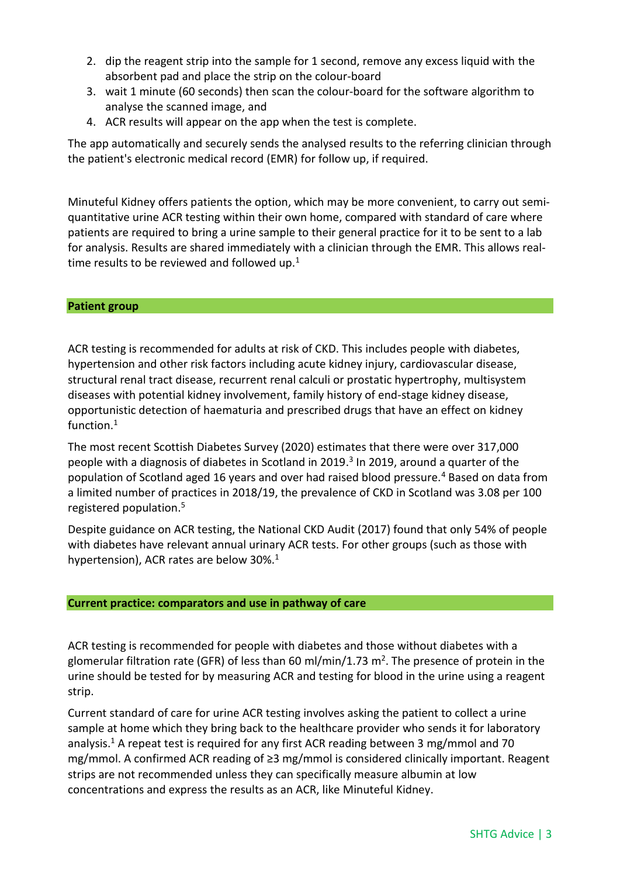2. dip the reagent strip into the sample for 1 second, remove any excess liquid with the absorbent pad and place the strip on the colour-board
3. wait 1 minute (60 seconds) then scan the colour-board for the software algorithm to analyse the scanned image, and
4. ACR results will appear on the app when the test is complete.

The app automatically and securely sends the analysed results to the referring clinician through the patient's electronic medical record (EMR) for follow up, if required.

Minuteful Kidney offers patients the option, which may be more convenient, to carry out semi-quantitative urine ACR testing within their own home, compared with standard of care where patients are required to bring a urine sample to their general practice for it to be sent to a lab for analysis. Results are shared immediately with a clinician through the EMR. This allows real-time results to be reviewed and followed up.[1]

## Patient group

ACR testing is recommended for adults at risk of CKD. This includes people with diabetes, hypertension and other risk factors including acute kidney injury, cardiovascular disease, structural renal tract disease, recurrent renal calculi or prostatic hypertrophy, multisystem diseases with potential kidney involvement, family history of end-stage kidney disease, opportunistic detection of haematuria and prescribed drugs that have an effect on kidney function.[1]

The most recent Scottish Diabetes Survey (2020) estimates that there were over 317,000 people with a diagnosis of diabetes in Scotland in 2019.[3] In 2019, around a quarter of the population of Scotland aged 16 years and over had raised blood pressure.[4] Based on data from a limited number of practices in 2018/19, the prevalence of CKD in Scotland was 3.08 per 100 registered population.[5]

Despite guidance on ACR testing, the National CKD Audit (2017) found that only 54% of people with diabetes have relevant annual urinary ACR tests. For other groups (such as those with hypertension), ACR rates are below 30%.[1]

## Current practice: comparators and use in pathway of care

ACR testing is recommended for people with diabetes and those without diabetes with a glomerular filtration rate (GFR) of less than 60 ml/min/1.73 $m^2$. The presence of protein in the urine should be tested for by measuring ACR and testing for blood in the urine using a reagent strip.

Current standard of care for urine ACR testing involves asking the patient to collect a urine sample at home which they bring back to the healthcare provider who sends it for laboratory analysis.[1] A repeat test is required for any first ACR reading between 3 mg/mmol and 70 mg/mmol. A confirmed ACR reading of ≥3 mg/mmol is considered clinically important. Reagent strips are not recommended unless they can specifically measure albumin at low concentrations and express the results as an ACR, like Minuteful Kidney.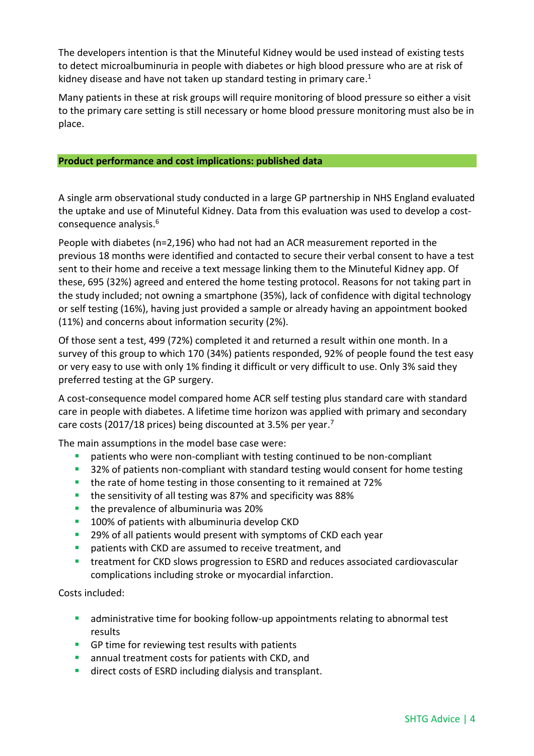The developers intention is that the Minuteful Kidney would be used instead of existing tests to detect microalbuminuria in people with diabetes or high blood pressure who are at risk of kidney disease and have not taken up standard testing in primary care.[1]

Many patients in these at risk groups will require monitoring of blood pressure so either a visit to the primary care setting is still necessary or home blood pressure monitoring must also be in place.

## Product performance and cost implications: published data

A single arm observational study conducted in a large GP partnership in NHS England evaluated the uptake and use of Minuteful Kidney. Data from this evaluation was used to develop a cost-consequence analysis.[6]

People with diabetes (n=2,196) who had not had an ACR measurement reported in the previous 18 months were identified and contacted to secure their verbal consent to have a test sent to their home and receive a text message linking them to the Minuteful Kidney app. Of these, 695 (32%) agreed and entered the home testing protocol. Reasons for not taking part in the study included; not owning a smartphone (35%), lack of confidence with digital technology or self testing (16%), having just provided a sample or already having an appointment booked (11%) and concerns about information security (2%).

Of those sent a test, 499 (72%) completed it and returned a result within one month. In a survey of this group to which 170 (34%) patients responded, 92% of people found the test easy or very easy to use with only 1% finding it difficult or very difficult to use. Only 3% said they preferred testing at the GP surgery.

A cost-consequence model compared home ACR self testing plus standard care with standard care in people with diabetes. A lifetime time horizon was applied with primary and secondary care costs (2017/18 prices) being discounted at 3.5% per year.[7]

The main assumptions in the model base case were:

- patients who were non-compliant with testing continued to be non-compliant
- 32% of patients non-compliant with standard testing would consent for home testing
- the rate of home testing in those consenting to it remained at 72%
- the sensitivity of all testing was 87% and specificity was 88%
- the prevalence of albuminuria was 20%
- 100% of patients with albuminuria develop CKD
- 29% of all patients would present with symptoms of CKD each year
- patients with CKD are assumed to receive treatment, and
- treatment for CKD slows progression to ESRD and reduces associated cardiovascular complications including stroke or myocardial infarction.

Costs included:

- administrative time for booking follow-up appointments relating to abnormal test results
- GP time for reviewing test results with patients
- annual treatment costs for patients with CKD, and
- direct costs of ESRD including dialysis and transplant.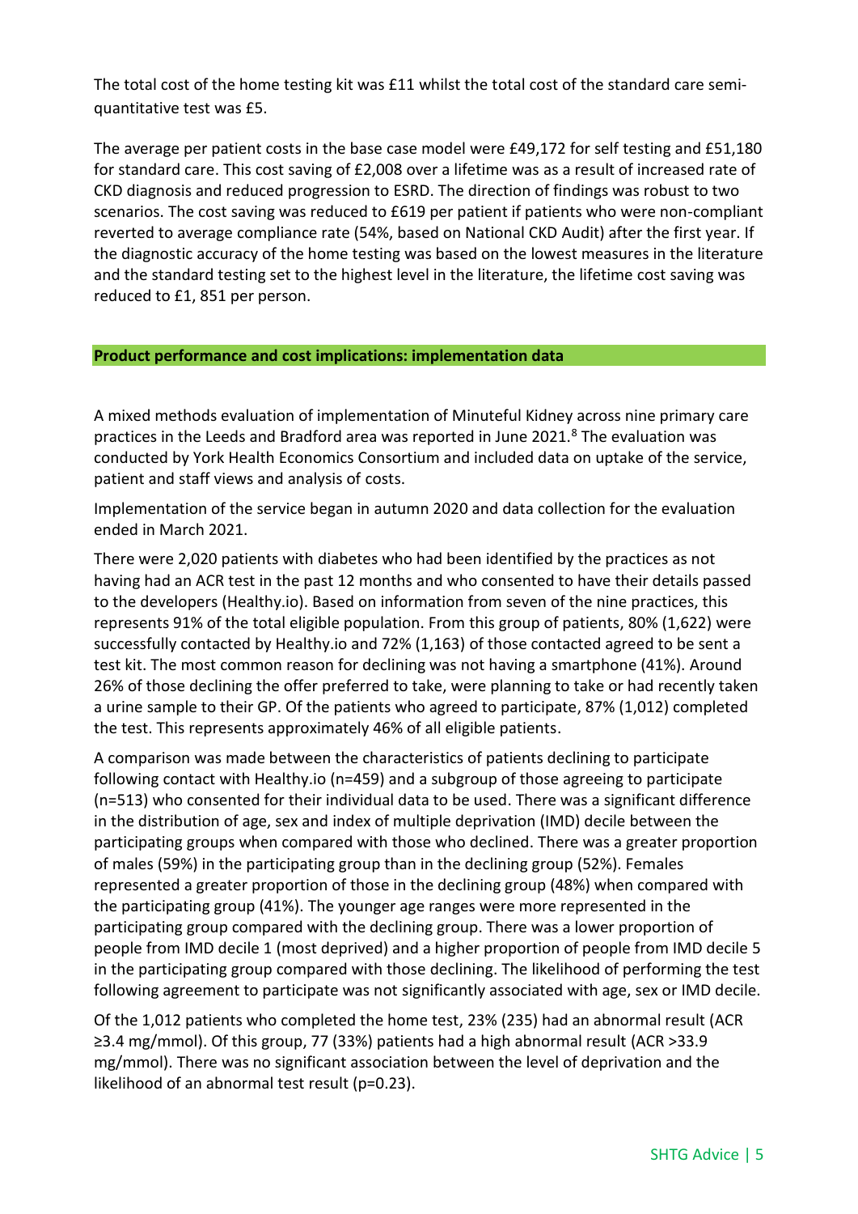The total cost of the home testing kit was £11 whilst the total cost of the standard care semi-quantitative test was £5.

The average per patient costs in the base case model were £49,172 for self testing and £51,180 for standard care. This cost saving of £2,008 over a lifetime was as a result of increased rate of CKD diagnosis and reduced progression to ESRD. The direction of findings was robust to two scenarios. The cost saving was reduced to £619 per patient if patients who were non-compliant reverted to average compliance rate (54%, based on National CKD Audit) after the first year. If the diagnostic accuracy of the home testing was based on the lowest measures in the literature and the standard testing set to the highest level in the literature, the lifetime cost saving was reduced to £1, 851 per person.

## Product performance and cost implications: implementation data

A mixed methods evaluation of implementation of Minuteful Kidney across nine primary care practices in the Leeds and Bradford area was reported in June 2021.[8] The evaluation was conducted by York Health Economics Consortium and included data on uptake of the service, patient and staff views and analysis of costs.

Implementation of the service began in autumn 2020 and data collection for the evaluation ended in March 2021.

There were 2,020 patients with diabetes who had been identified by the practices as not having had an ACR test in the past 12 months and who consented to have their details passed to the developers (Healthy.io). Based on information from seven of the nine practices, this represents 91% of the total eligible population. From this group of patients, 80% (1,622) were successfully contacted by Healthy.io and 72% (1,163) of those contacted agreed to be sent a test kit. The most common reason for declining was not having a smartphone (41%). Around 26% of those declining the offer preferred to take, were planning to take or had recently taken a urine sample to their GP. Of the patients who agreed to participate, 87% (1,012) completed the test. This represents approximately 46% of all eligible patients.

A comparison was made between the characteristics of patients declining to participate following contact with Healthy.io (n=459) and a subgroup of those agreeing to participate (n=513) who consented for their individual data to be used. There was a significant difference in the distribution of age, sex and index of multiple deprivation (IMD) decile between the participating groups when compared with those who declined. There was a greater proportion of males (59%) in the participating group than in the declining group (52%). Females represented a greater proportion of those in the declining group (48%) when compared with the participating group (41%). The younger age ranges were more represented in the participating group compared with the declining group. There was a lower proportion of people from IMD decile 1 (most deprived) and a higher proportion of people from IMD decile 5 in the participating group compared with those declining. The likelihood of performing the test following agreement to participate was not significantly associated with age, sex or IMD decile.

Of the 1,012 patients who completed the home test, 23% (235) had an abnormal result (ACR ≥3.4 mg/mmol). Of this group, 77 (33%) patients had a high abnormal result (ACR >33.9 mg/mmol). There was no significant association between the level of deprivation and the likelihood of an abnormal test result ($p=0.23$).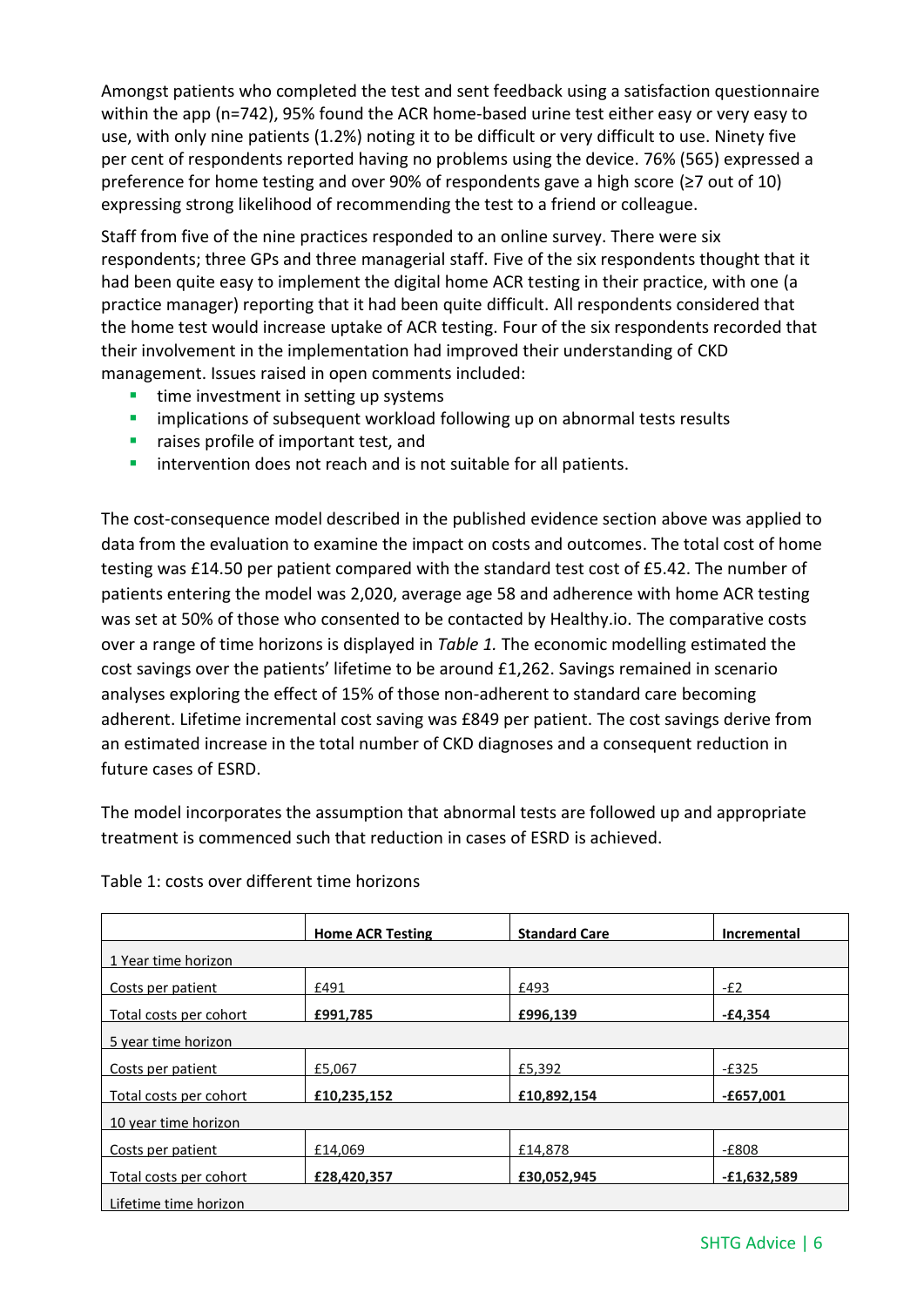Amongst patients who completed the test and sent feedback using a satisfaction questionnaire within the app (n=742), 95% found the ACR home-based urine test either easy or very easy to use, with only nine patients (1.2%) noting it to be difficult or very difficult to use. Ninety five per cent of respondents reported having no problems using the device. 76% (565) expressed a preference for home testing and over 90% of respondents gave a high score (≥7 out of 10) expressing strong likelihood of recommending the test to a friend or colleague.

Staff from five of the nine practices responded to an online survey. There were six respondents; three GPs and three managerial staff. Five of the six respondents thought that it had been quite easy to implement the digital home ACR testing in their practice, with one (a practice manager) reporting that it had been quite difficult. All respondents considered that the home test would increase uptake of ACR testing. Four of the six respondents recorded that their involvement in the implementation had improved their understanding of CKD management. Issues raised in open comments included:

- time investment in setting up systems
- implications of subsequent workload following up on abnormal tests results
- raises profile of important test, and
- intervention does not reach and is not suitable for all patients.

The cost-consequence model described in the published evidence section above was applied to data from the evaluation to examine the impact on costs and outcomes. The total cost of home testing was £14.50 per patient compared with the standard test cost of £5.42. The number of patients entering the model was 2,020, average age 58 and adherence with home ACR testing was set at 50% of those who consented to be contacted by Healthy.io. The comparative costs over a range of time horizons is displayed in *Table 1.* The economic modelling estimated the cost savings over the patients' lifetime to be around £1,262. Savings remained in scenario analyses exploring the effect of 15% of those non-adherent to standard care becoming adherent. Lifetime incremental cost saving was £849 per patient. The cost savings derive from an estimated increase in the total number of CKD diagnoses and a consequent reduction in future cases of ESRD.

The model incorporates the assumption that abnormal tests are followed up and appropriate treatment is commenced such that reduction in cases of ESRD is achieved.

Table 1: costs over different time horizons

| | **Home ACR Testing** | **Standard Care** | **Incremental** |
|---|---|---|---|
| 1 Year time horizon | | | |
| Costs per patient | £491 | £493 | -£2 |
| Total costs per cohort | **£991,785** | **£996,139** | **-£4,354** |
| 5 year time horizon | | | |
| Costs per patient | £5,067 | £5,392 | -£325 |
| Total costs per cohort | **£10,235,152** | **£10,892,154** | **-£657,001** |
| 10 year time horizon | | | |
| Costs per patient | £14,069 | £14,878 | -£808 |
| Total costs per cohort | **£28,420,357** | **£30,052,945** | **-£1,632,589** |
| Lifetime time horizon | | | |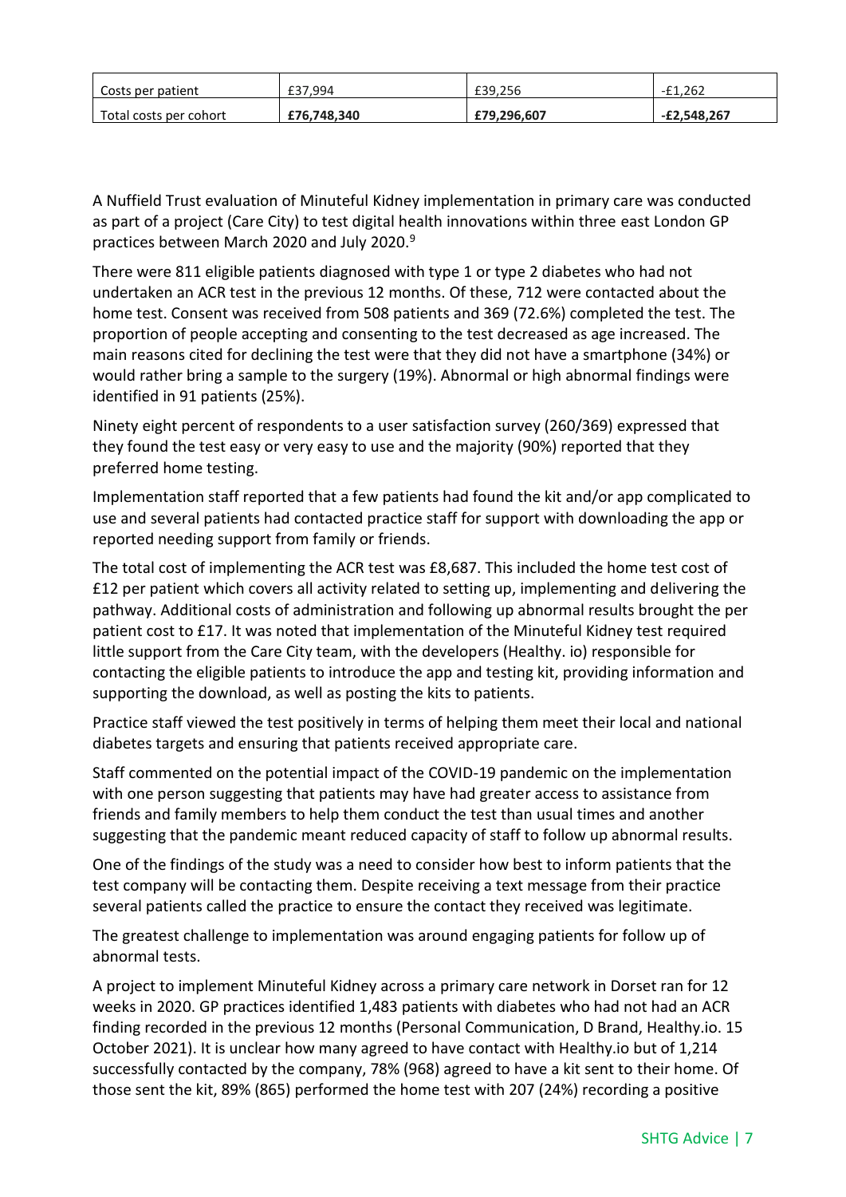| Costs per patient | £37,994 | £39,256 | -£1,262 |
| --- | --- | --- | --- |
| Total costs per cohort | **£76,748,340** | **£79,296,607** | **-£2,548,267** |

A Nuffield Trust evaluation of Minuteful Kidney implementation in primary care was conducted as part of a project (Care City) to test digital health innovations within three east London GP practices between March 2020 and July 2020.[9]

There were 811 eligible patients diagnosed with type 1 or type 2 diabetes who had not undertaken an ACR test in the previous 12 months. Of these, 712 were contacted about the home test. Consent was received from 508 patients and 369 (72.6%) completed the test. The proportion of people accepting and consenting to the test decreased as age increased. The main reasons cited for declining the test were that they did not have a smartphone (34%) or would rather bring a sample to the surgery (19%). Abnormal or high abnormal findings were identified in 91 patients (25%).

Ninety eight percent of respondents to a user satisfaction survey (260/369) expressed that they found the test easy or very easy to use and the majority (90%) reported that they preferred home testing.

Implementation staff reported that a few patients had found the kit and/or app complicated to use and several patients had contacted practice staff for support with downloading the app or reported needing support from family or friends.

The total cost of implementing the ACR test was £8,687. This included the home test cost of £12 per patient which covers all activity related to setting up, implementing and delivering the pathway. Additional costs of administration and following up abnormal results brought the per patient cost to £17. It was noted that implementation of the Minuteful Kidney test required little support from the Care City team, with the developers (Healthy. io) responsible for contacting the eligible patients to introduce the app and testing kit, providing information and supporting the download, as well as posting the kits to patients.

Practice staff viewed the test positively in terms of helping them meet their local and national diabetes targets and ensuring that patients received appropriate care.

Staff commented on the potential impact of the COVID-19 pandemic on the implementation with one person suggesting that patients may have had greater access to assistance from friends and family members to help them conduct the test than usual times and another suggesting that the pandemic meant reduced capacity of staff to follow up abnormal results.

One of the findings of the study was a need to consider how best to inform patients that the test company will be contacting them. Despite receiving a text message from their practice several patients called the practice to ensure the contact they received was legitimate.

The greatest challenge to implementation was around engaging patients for follow up of abnormal tests.

A project to implement Minuteful Kidney across a primary care network in Dorset ran for 12 weeks in 2020. GP practices identified 1,483 patients with diabetes who had not had an ACR finding recorded in the previous 12 months (Personal Communication, D Brand, Healthy.io. 15 October 2021). It is unclear how many agreed to have contact with Healthy.io but of 1,214 successfully contacted by the company, 78% (968) agreed to have a kit sent to their home. Of those sent the kit, 89% (865) performed the home test with 207 (24%) recording a positive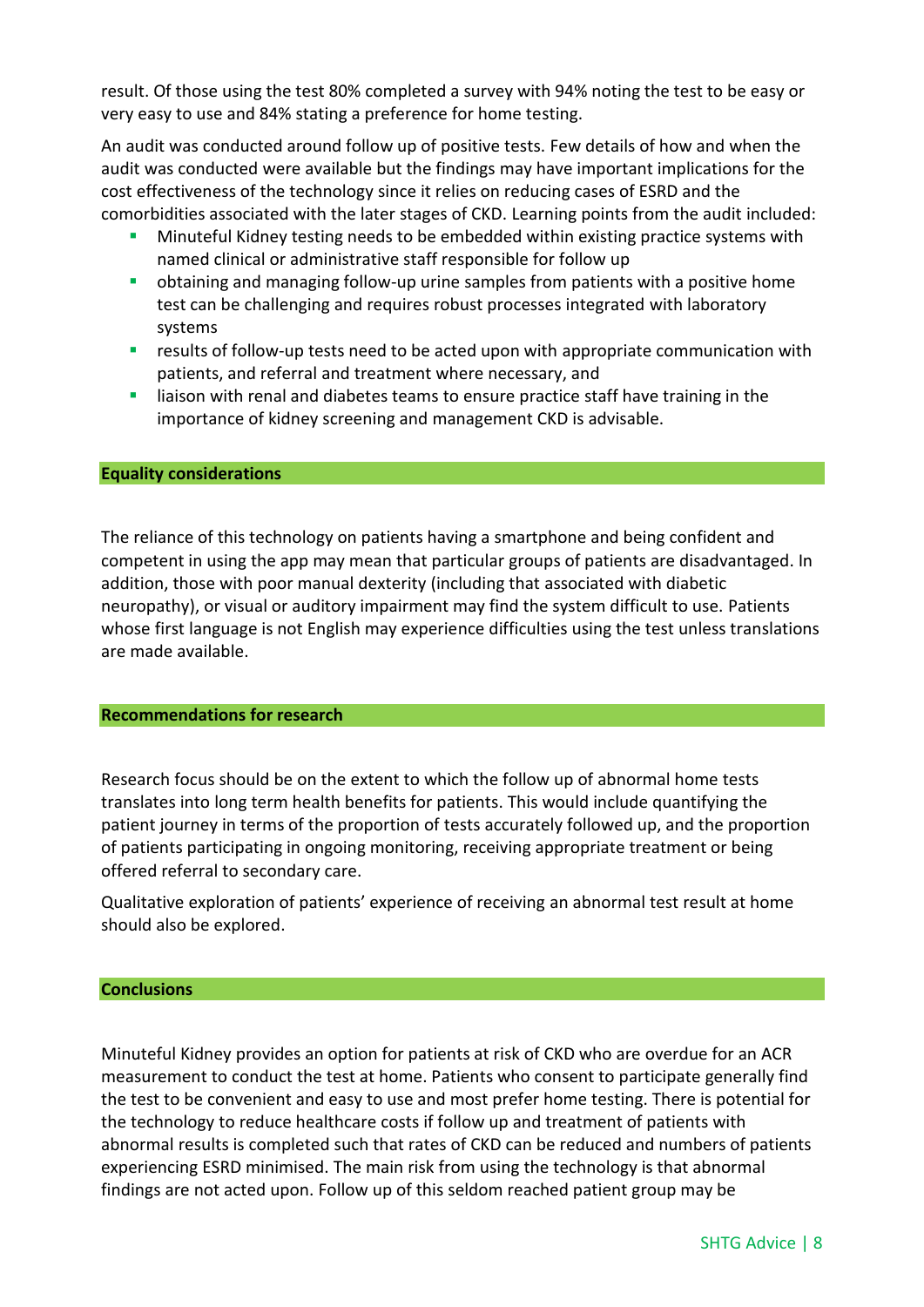result. Of those using the test 80% completed a survey with 94% noting the test to be easy or very easy to use and 84% stating a preference for home testing.

An audit was conducted around follow up of positive tests. Few details of how and when the audit was conducted were available but the findings may have important implications for the cost effectiveness of the technology since it relies on reducing cases of ESRD and the comorbidities associated with the later stages of CKD. Learning points from the audit included:

- Minuteful Kidney testing needs to be embedded within existing practice systems with named clinical or administrative staff responsible for follow up
- obtaining and managing follow-up urine samples from patients with a positive home test can be challenging and requires robust processes integrated with laboratory systems
- results of follow-up tests need to be acted upon with appropriate communication with patients, and referral and treatment where necessary, and
- liaison with renal and diabetes teams to ensure practice staff have training in the importance of kidney screening and management CKD is advisable.

## Equality considerations

The reliance of this technology on patients having a smartphone and being confident and competent in using the app may mean that particular groups of patients are disadvantaged. In addition, those with poor manual dexterity (including that associated with diabetic neuropathy), or visual or auditory impairment may find the system difficult to use. Patients whose first language is not English may experience difficulties using the test unless translations are made available.

## Recommendations for research

Research focus should be on the extent to which the follow up of abnormal home tests translates into long term health benefits for patients. This would include quantifying the patient journey in terms of the proportion of tests accurately followed up, and the proportion of patients participating in ongoing monitoring, receiving appropriate treatment or being offered referral to secondary care.

Qualitative exploration of patients' experience of receiving an abnormal test result at home should also be explored.

## Conclusions

Minuteful Kidney provides an option for patients at risk of CKD who are overdue for an ACR measurement to conduct the test at home. Patients who consent to participate generally find the test to be convenient and easy to use and most prefer home testing. There is potential for the technology to reduce healthcare costs if follow up and treatment of patients with abnormal results is completed such that rates of CKD can be reduced and numbers of patients experiencing ESRD minimised. The main risk from using the technology is that abnormal findings are not acted upon. Follow up of this seldom reached patient group may be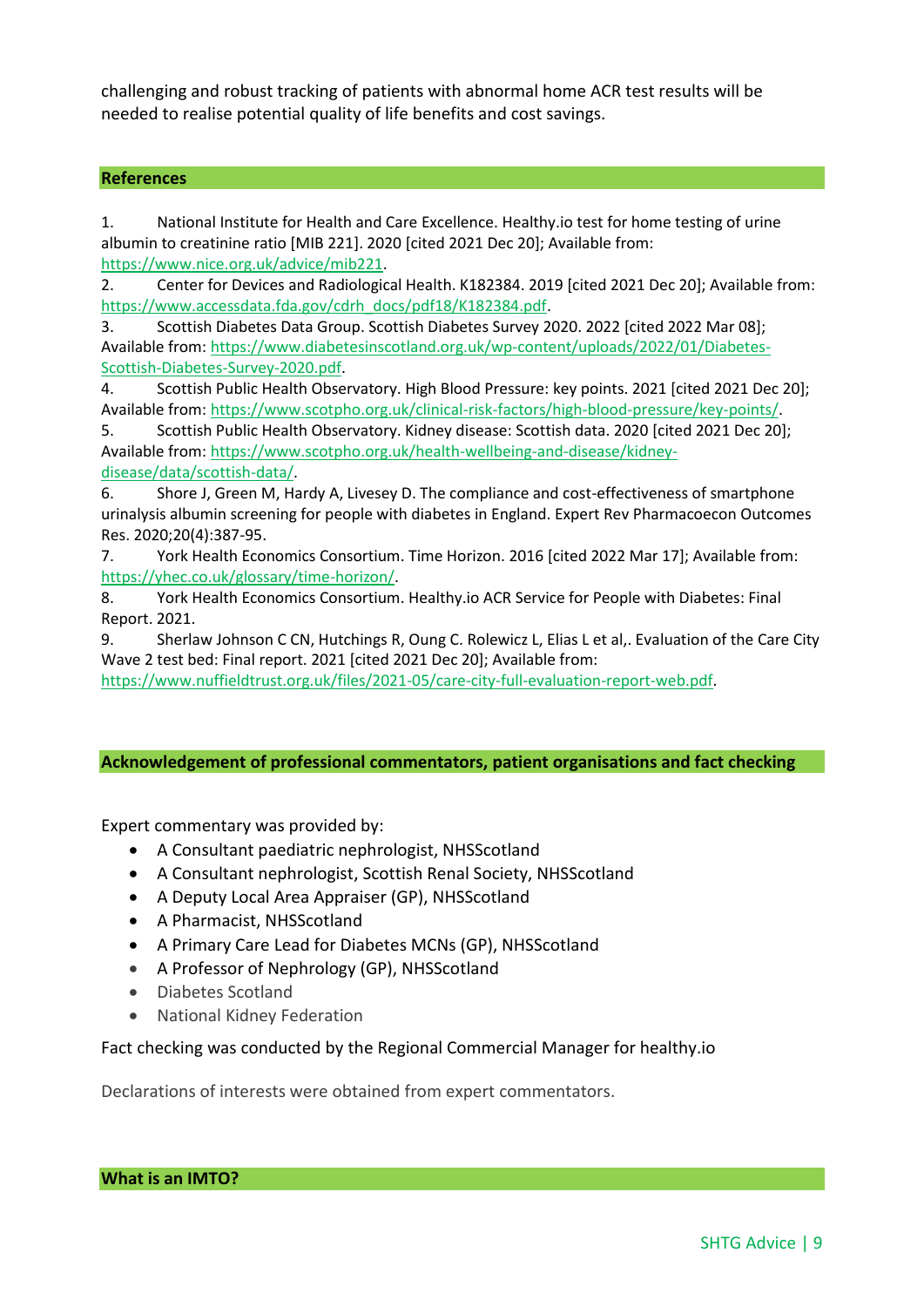challenging and robust tracking of patients with abnormal home ACR test results will be needed to realise potential quality of life benefits and cost savings.

## References

1. National Institute for Health and Care Excellence. Healthy.io test for home testing of urine albumin to creatinine ratio [MIB 221]. 2020 [cited 2021 Dec 20]; Available from: https://www.nice.org.uk/advice/mib221.
2. Center for Devices and Radiological Health. K182384. 2019 [cited 2021 Dec 20]; Available from: https://www.accessdata.fda.gov/cdrh_docs/pdf18/K182384.pdf.
3. Scottish Diabetes Data Group. Scottish Diabetes Survey 2020. 2022 [cited 2022 Mar 08]; Available from: https://www.diabetesinscotland.org.uk/wp-content/uploads/2022/01/Diabetes-Scottish-Diabetes-Survey-2020.pdf.
4. Scottish Public Health Observatory. High Blood Pressure: key points. 2021 [cited 2021 Dec 20]; Available from: https://www.scotpho.org.uk/clinical-risk-factors/high-blood-pressure/key-points/.
5. Scottish Public Health Observatory. Kidney disease: Scottish data. 2020 [cited 2021 Dec 20]; Available from: https://www.scotpho.org.uk/health-wellbeing-and-disease/kidney-disease/data/scottish-data/.
6. Shore J, Green M, Hardy A, Livesey D. The compliance and cost-effectiveness of smartphone urinalysis albumin screening for people with diabetes in England. Expert Rev Pharmacoecon Outcomes Res. 2020;20(4):387-95.
7. York Health Economics Consortium. Time Horizon. 2016 [cited 2022 Mar 17]; Available from: https://yhec.co.uk/glossary/time-horizon/.
8. York Health Economics Consortium. Healthy.io ACR Service for People with Diabetes: Final Report. 2021.
9. Sherlaw Johnson C CN, Hutchings R, Oung C. Rolewicz L, Elias L et al,. Evaluation of the Care City Wave 2 test bed: Final report. 2021 [cited 2021 Dec 20]; Available from: https://www.nuffieldtrust.org.uk/files/2021-05/care-city-full-evaluation-report-web.pdf.

## Acknowledgement of professional commentators, patient organisations and fact checking

Expert commentary was provided by:

- A Consultant paediatric nephrologist, NHSScotland
- A Consultant nephrologist, Scottish Renal Society, NHSScotland
- A Deputy Local Area Appraiser (GP), NHSScotland
- A Pharmacist, NHSScotland
- A Primary Care Lead for Diabetes MCNs (GP), NHSScotland
- A Professor of Nephrology (GP), NHSScotland
- Diabetes Scotland
- National Kidney Federation

Fact checking was conducted by the Regional Commercial Manager for healthy.io

Declarations of interests were obtained from expert commentators.

## What is an IMTO?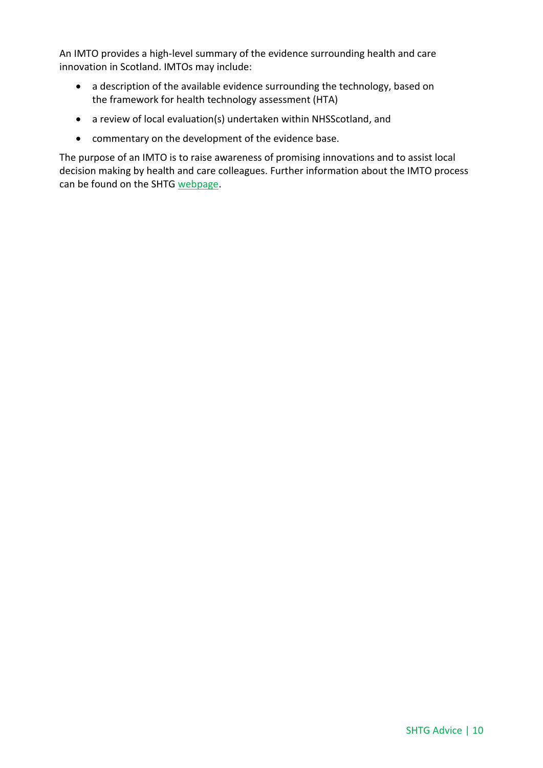An IMTO provides a high-level summary of the evidence surrounding health and care innovation in Scotland. IMTOs may include:

- a description of the available evidence surrounding the technology, based on the framework for health technology assessment (HTA)
- a review of local evaluation(s) undertaken within NHSScotland, and
- commentary on the development of the evidence base.

The purpose of an IMTO is to raise awareness of promising innovations and to assist local decision making by health and care colleagues. Further information about the IMTO process can be found on the SHTG webpage.